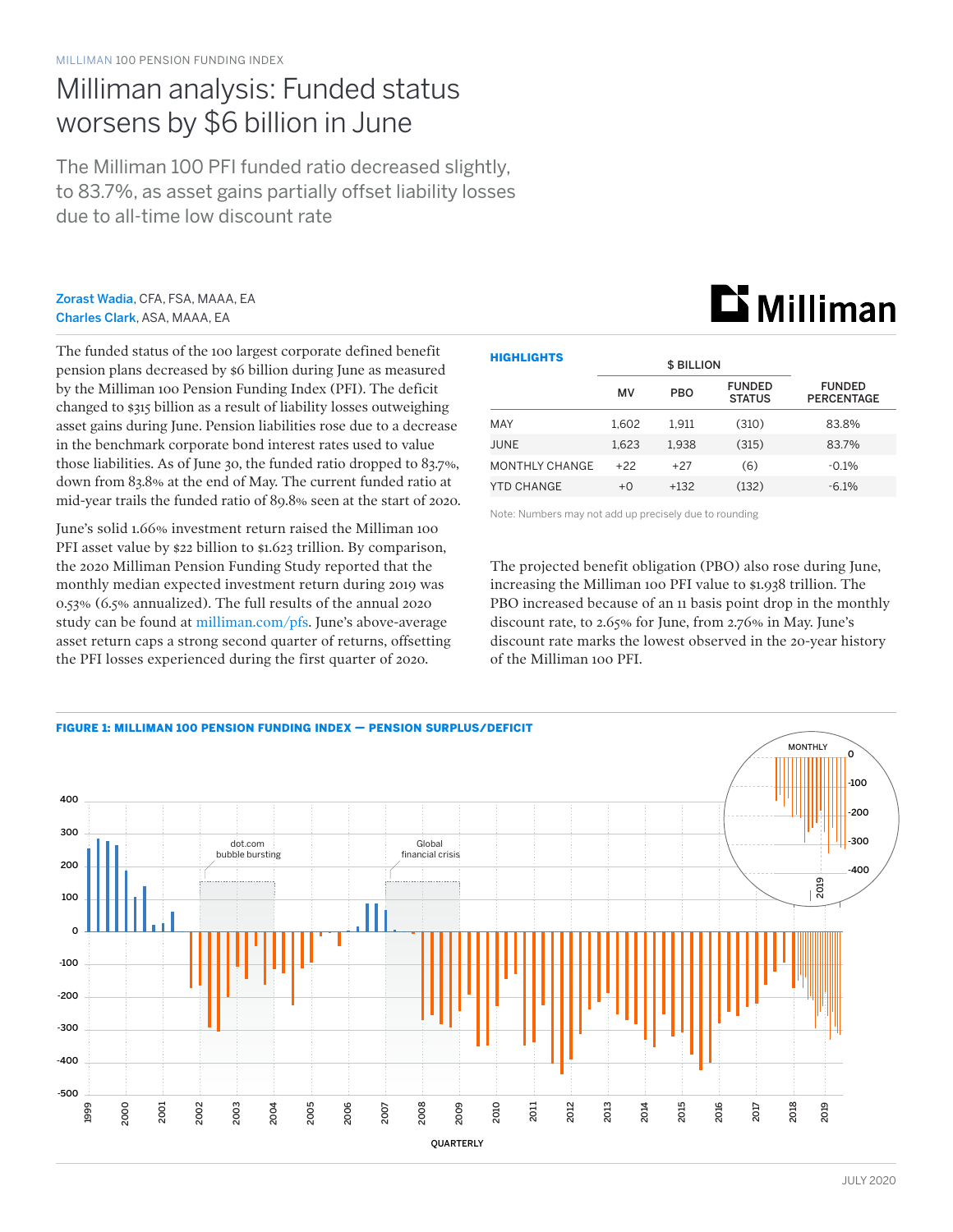MILLIMAN 100 PENSION FUNDING INDEX

# Milliman analysis: Funded status worsens by $6 billion in June

## The Milliman 100 PFI funded ratio decreased slightly, to 83.7%, as asset gains partially offset liability losses due to all-time low discount rate

**Zorast Wadia**, CFA, FSA, MAAA, EA
**Charles Clark**, ASA, MAAA, EA

The funded status of the 100 largest corporate defined benefit pension plans decreased by $6 billion during June as measured by the Milliman 100 Pension Funding Index (PFI). The deficit changed to $315 billion as a result of liability losses outweighing asset gains during June. Pension liabilities rose due to a decrease in the benchmark corporate bond interest rates used to value those liabilities. As of June 30, the funded ratio dropped to 83.7%, down from 83.8% at the end of May. The current funded ratio at mid-year trails the funded ratio of 89.8% seen at the start of 2020.

June's solid 1.66% investment return raised the Milliman 100 PFI asset value by $22 billion to $1.623 trillion. By comparison, the 2020 Milliman Pension Funding Study reported that the monthly median expected investment return during 2019 was 0.53% (6.5% annualized). The full results of the annual 2020 study can be found at milliman.com/pfs. June's above-average asset return caps a strong second quarter of returns, offsetting the PFI losses experienced during the first quarter of 2020.

**HIGHLIGHTS**

| | $ BILLION | | | |
|---|---|---|---|---|
| | MV | PBO | FUNDED STATUS | FUNDED PERCENTAGE |
| MAY | 1,602 | 1,911 | (310) | 83.8% |
| JUNE | 1,623 | 1,938 | (315) | 83.7% |
| MONTHLY CHANGE | +22 | +27 | (6) | -0.1% |
| YTD CHANGE | +0 | +132 | (132) | -6.1% |

Note: Numbers may not add up precisely due to rounding

The projected benefit obligation (PBO) also rose during June, increasing the Milliman 100 PFI value to $1.938 trillion. The PBO increased because of an 11 basis point drop in the monthly discount rate, to 2.65% for June, from 2.76% in May. June's discount rate marks the lowest observed in the 20-year history of the Milliman 100 PFI.

**FIGURE 1: MILLIMAN 100 PENSION FUNDING INDEX — PENSION SURPLUS/DEFICIT**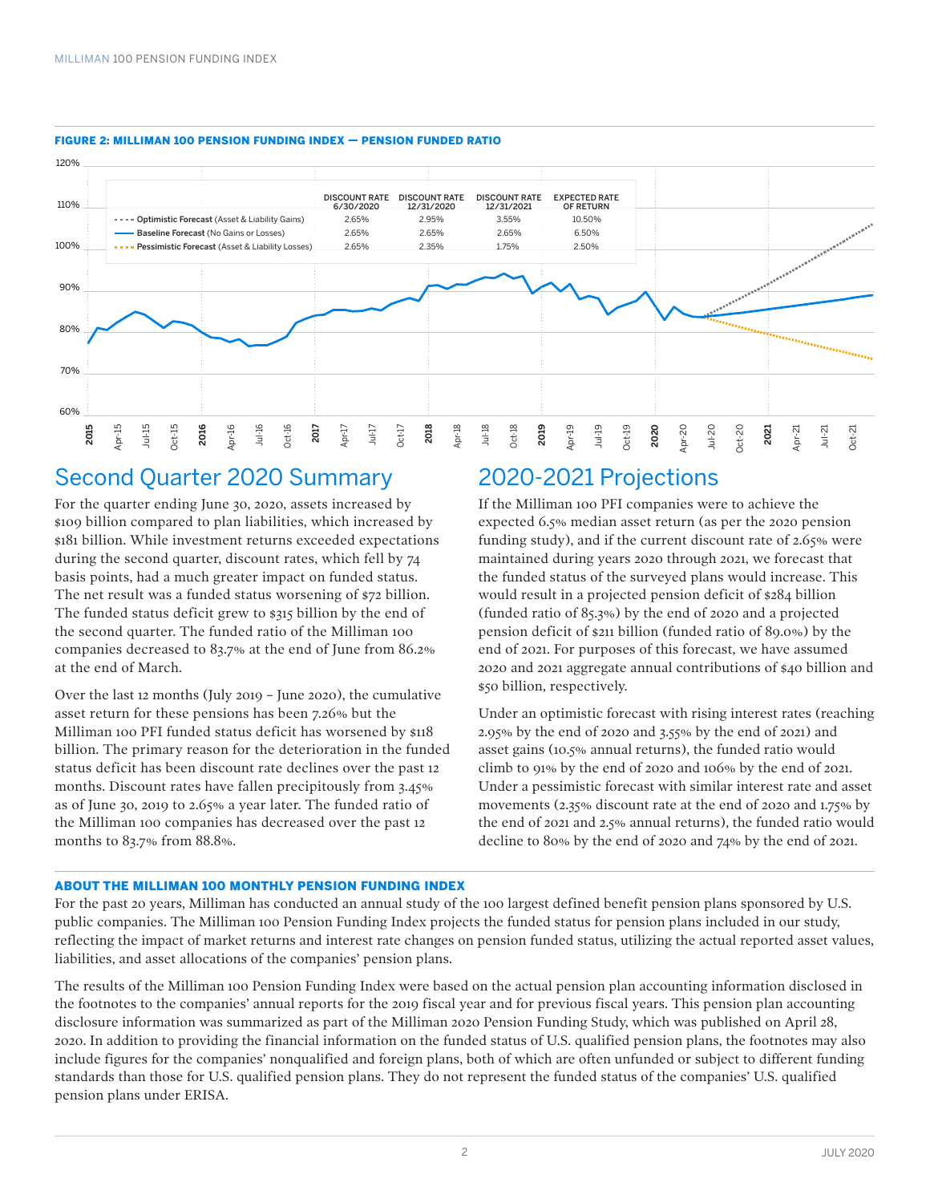**FIGURE 2: MILLIMAN 100 PENSION FUNDING INDEX — PENSION FUNDED RATIO**

| | DISCOUNT RATE 6/30/2020 | DISCOUNT RATE 12/31/2020 | DISCOUNT RATE 12/31/2021 | EXPECTED RATE OF RETURN |
|---|---|---|---|---|
| Optimistic Forecast (Asset & Liability Gains) | 2.65% | 2.95% | 3.55% | 10.50% |
| Baseline Forecast (No Gains or Losses) | 2.65% | 2.65% | 2.65% | 6.50% |
| Pessimistic Forecast (Asset & Liability Losses) | 2.65% | 2.35% | 1.75% | 2.50% |

## Second Quarter 2020 Summary

For the quarter ending June 30, 2020, assets increased by \$109 billion compared to plan liabilities, which increased by \$181 billion. While investment returns exceeded expectations during the second quarter, discount rates, which fell by 74 basis points, had a much greater impact on funded status. The net result was a funded status worsening of \$72 billion. The funded status deficit grew to \$315 billion by the end of the second quarter. The funded ratio of the Milliman 100 companies decreased to 83.7% at the end of June from 86.2% at the end of March.

Over the last 12 months (July 2019 – June 2020), the cumulative asset return for these pensions has been 7.26% but the Milliman 100 PFI funded status deficit has worsened by \$118 billion. The primary reason for the deterioration in the funded status deficit has been discount rate declines over the past 12 months. Discount rates have fallen precipitously from 3.45% as of June 30, 2019 to 2.65% a year later. The funded ratio of the Milliman 100 companies has decreased over the past 12 months to 83.7% from 88.8%.

## 2020-2021 Projections

If the Milliman 100 PFI companies were to achieve the expected 6.5% median asset return (as per the 2020 pension funding study), and if the current discount rate of 2.65% were maintained during years 2020 through 2021, we forecast that the funded status of the surveyed plans would increase. This would result in a projected pension deficit of \$284 billion (funded ratio of 85.3%) by the end of 2020 and a projected pension deficit of \$211 billion (funded ratio of 89.0%) by the end of 2021. For purposes of this forecast, we have assumed 2020 and 2021 aggregate annual contributions of \$40 billion and \$50 billion, respectively.

Under an optimistic forecast with rising interest rates (reaching 2.95% by the end of 2020 and 3.55% by the end of 2021) and asset gains (10.5% annual returns), the funded ratio would climb to 91% by the end of 2020 and 106% by the end of 2021. Under a pessimistic forecast with similar interest rate and asset movements (2.35% discount rate at the end of 2020 and 1.75% by the end of 2021 and 2.5% annual returns), the funded ratio would decline to 80% by the end of 2020 and 74% by the end of 2021.

### ABOUT THE MILLIMAN 100 MONTHLY PENSION FUNDING INDEX

For the past 20 years, Milliman has conducted an annual study of the 100 largest defined benefit pension plans sponsored by U.S. public companies. The Milliman 100 Pension Funding Index projects the funded status for pension plans included in our study, reflecting the impact of market returns and interest rate changes on pension funded status, utilizing the actual reported asset values, liabilities, and asset allocations of the companies' pension plans.

The results of the Milliman 100 Pension Funding Index were based on the actual pension plan accounting information disclosed in the footnotes to the companies' annual reports for the 2019 fiscal year and for previous fiscal years. This pension plan accounting disclosure information was summarized as part of the Milliman 2020 Pension Funding Study, which was published on April 28, 2020. In addition to providing the financial information on the funded status of U.S. qualified pension plans, the footnotes may also include figures for the companies' nonqualified and foreign plans, both of which are often unfunded or subject to different funding standards than those for U.S. qualified pension plans. They do not represent the funded status of the companies' U.S. qualified pension plans under ERISA.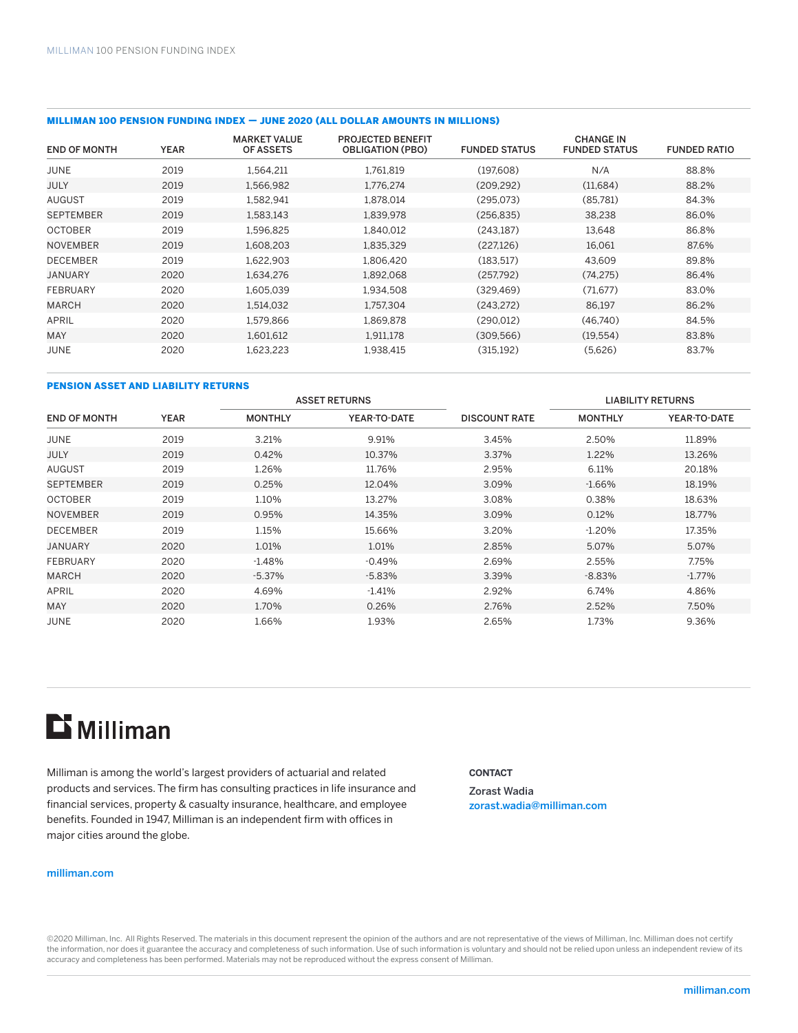### MILLIMAN 100 PENSION FUNDING INDEX — JUNE 2020 (ALL DOLLAR AMOUNTS IN MILLIONS)

| END OF MONTH | YEAR | MARKET VALUE OF ASSETS | PROJECTED BENEFIT OBLIGATION (PBO) | FUNDED STATUS | CHANGE IN FUNDED STATUS | FUNDED RATIO |
|---|---|---|---|---|---|---|
| JUNE | 2019 | 1,564,211 | 1,761,819 | (197,608) | N/A | 88.8% |
| JULY | 2019 | 1,566,982 | 1,776,274 | (209,292) | (11,684) | 88.2% |
| AUGUST | 2019 | 1,582,941 | 1,878,014 | (295,073) | (85,781) | 84.3% |
| SEPTEMBER | 2019 | 1,583,143 | 1,839,978 | (256,835) | 38,238 | 86.0% |
| OCTOBER | 2019 | 1,596,825 | 1,840,012 | (243,187) | 13,648 | 86.8% |
| NOVEMBER | 2019 | 1,608,203 | 1,835,329 | (227,126) | 16,061 | 87.6% |
| DECEMBER | 2019 | 1,622,903 | 1,806,420 | (183,517) | 43,609 | 89.8% |
| JANUARY | 2020 | 1,634,276 | 1,892,068 | (257,792) | (74,275) | 86.4% |
| FEBRUARY | 2020 | 1,605,039 | 1,934,508 | (329,469) | (71,677) | 83.0% |
| MARCH | 2020 | 1,514,032 | 1,757,304 | (243,272) | 86,197 | 86.2% |
| APRIL | 2020 | 1,579,866 | 1,869,878 | (290,012) | (46,740) | 84.5% |
| MAY | 2020 | 1,601,612 | 1,911,178 | (309,566) | (19,554) | 83.8% |
| JUNE | 2020 | 1,623,223 | 1,938,415 | (315,192) | (5,626) | 83.7% |

### PENSION ASSET AND LIABILITY RETURNS

| | | ASSET RETURNS | | | LIABILITY RETURNS | |
|---|---|---|---|---|---|---|
| END OF MONTH | YEAR | MONTHLY | YEAR-TO-DATE | DISCOUNT RATE | MONTHLY | YEAR-TO-DATE |
| JUNE | 2019 | 3.21% | 9.91% | 3.45% | 2.50% | 11.89% |
| JULY | 2019 | 0.42% | 10.37% | 3.37% | 1.22% | 13.26% |
| AUGUST | 2019 | 1.26% | 11.76% | 2.95% | 6.11% | 20.18% |
| SEPTEMBER | 2019 | 0.25% | 12.04% | 3.09% | -1.66% | 18.19% |
| OCTOBER | 2019 | 1.10% | 13.27% | 3.08% | 0.38% | 18.63% |
| NOVEMBER | 2019 | 0.95% | 14.35% | 3.09% | 0.12% | 18.77% |
| DECEMBER | 2019 | 1.15% | 15.66% | 3.20% | -1.20% | 17.35% |
| JANUARY | 2020 | 1.01% | 1.01% | 2.85% | 5.07% | 5.07% |
| FEBRUARY | 2020 | -1.48% | -0.49% | 2.69% | 2.55% | 7.75% |
| MARCH | 2020 | -5.37% | -5.83% | 3.39% | -8.83% | -1.77% |
| APRIL | 2020 | 4.69% | -1.41% | 2.92% | 6.74% | 4.86% |
| MAY | 2020 | 1.70% | 0.26% | 2.76% | 2.52% | 7.50% |
| JUNE | 2020 | 1.66% | 1.93% | 2.65% | 1.73% | 9.36% |

**Milliman**

Milliman is among the world's largest providers of actuarial and related products and services. The firm has consulting practices in life insurance and financial services, property & casualty insurance, healthcare, and employee benefits. Founded in 1947, Milliman is an independent firm with offices in major cities around the globe.

milliman.com

**CONTACT**

Zorast Wadia
zorast.wadia@milliman.com

©2020 Milliman, Inc. All Rights Reserved. The materials in this document represent the opinion of the authors and are not representative of the views of Milliman, Inc. Milliman does not certify the information, nor does it guarantee the accuracy and completeness of such information. Use of such information is voluntary and should not be relied upon unless an independent review of its accuracy and completeness has been performed. Materials may not be reproduced without the express consent of Milliman.